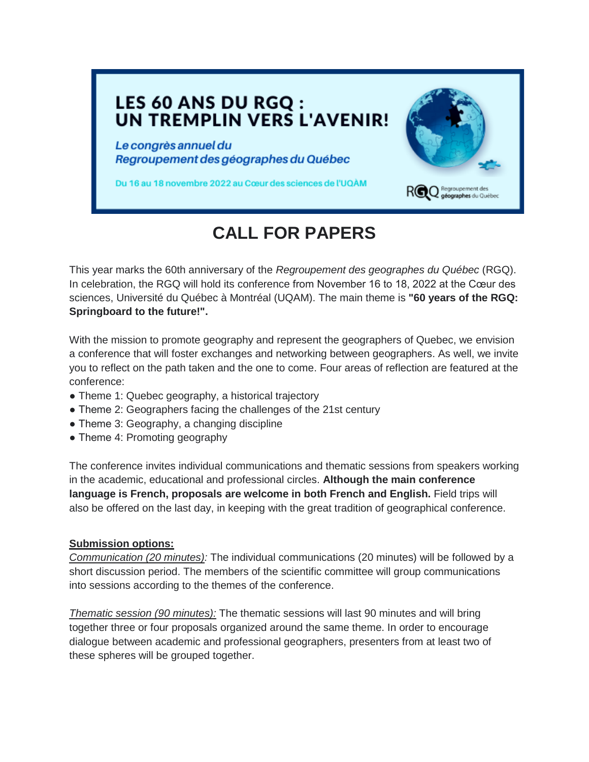# LES 60 ANS DU RGQ : UN TREMPLIN VERS L'AVENIR!

*Le congrès annuel du Regroupement des géographes du Québec*

Du 16 au 18 novembre 2022 au Cœur des sciences de l'UQAM

RGQ Regroupement des géographes du Québec

# CALL FOR PAPERS

This year marks the 60th anniversary of the *Regroupement des geographes du Québec* (RGQ). In celebration, the RGQ will hold its conference from November 16 to 18, 2022 at the Cœur des sciences, Université du Québec à Montréal (UQAM). The main theme is **"60 years of the RGQ: Springboard to the future!".**

With the mission to promote geography and represent the geographers of Quebec, we envision a conference that will foster exchanges and networking between geographers. As well, we invite you to reflect on the path taken and the one to come. Four areas of reflection are featured at the conference:

- Theme 1: Quebec geography, a historical trajectory
- Theme 2: Geographers facing the challenges of the 21st century
- Theme 3: Geography, a changing discipline
- Theme 4: Promoting geography

The conference invites individual communications and thematic sessions from speakers working in the academic, educational and professional circles. **Although the main conference language is French, proposals are welcome in both French and English.** Field trips will also be offered on the last day, in keeping with the great tradition of geographical conference.

**Submission options:**

*Communication (20 minutes):* The individual communications (20 minutes) will be followed by a short discussion period. The members of the scientific committee will group communications into sessions according to the themes of the conference.

*Thematic session (90 minutes):* The thematic sessions will last 90 minutes and will bring together three or four proposals organized around the same theme. In order to encourage dialogue between academic and professional geographers, presenters from at least two of these spheres will be grouped together.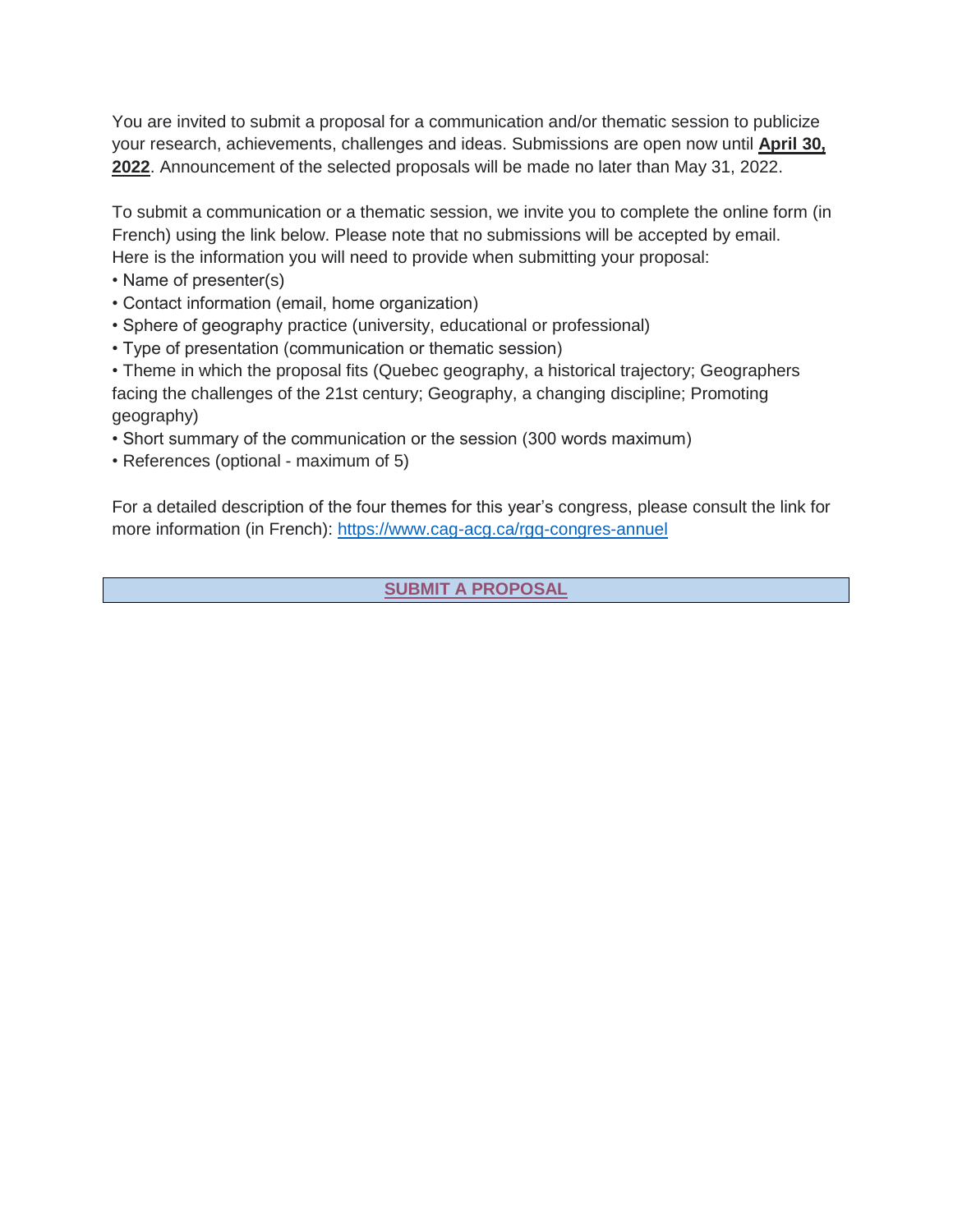You are invited to submit a proposal for a communication and/or thematic session to publicize your research, achievements, challenges and ideas. Submissions are open now until **April 30, 2022**. Announcement of the selected proposals will be made no later than May 31, 2022.

To submit a communication or a thematic session, we invite you to complete the online form (in French) using the link below. Please note that no submissions will be accepted by email.
Here is the information you will need to provide when submitting your proposal:

- Name of presenter(s)
- Contact information (email, home organization)
- Sphere of geography practice (university, educational or professional)
- Type of presentation (communication or thematic session)
- Theme in which the proposal fits (Quebec geography, a historical trajectory; Geographers facing the challenges of the 21st century; Geography, a changing discipline; Promoting geography)
- Short summary of the communication or the session (300 words maximum)
- References (optional - maximum of 5)

For a detailed description of the four themes for this year's congress, please consult the link for more information (in French): https://www.cag-acg.ca/rgq-congres-annuel

**SUBMIT A PROPOSAL**